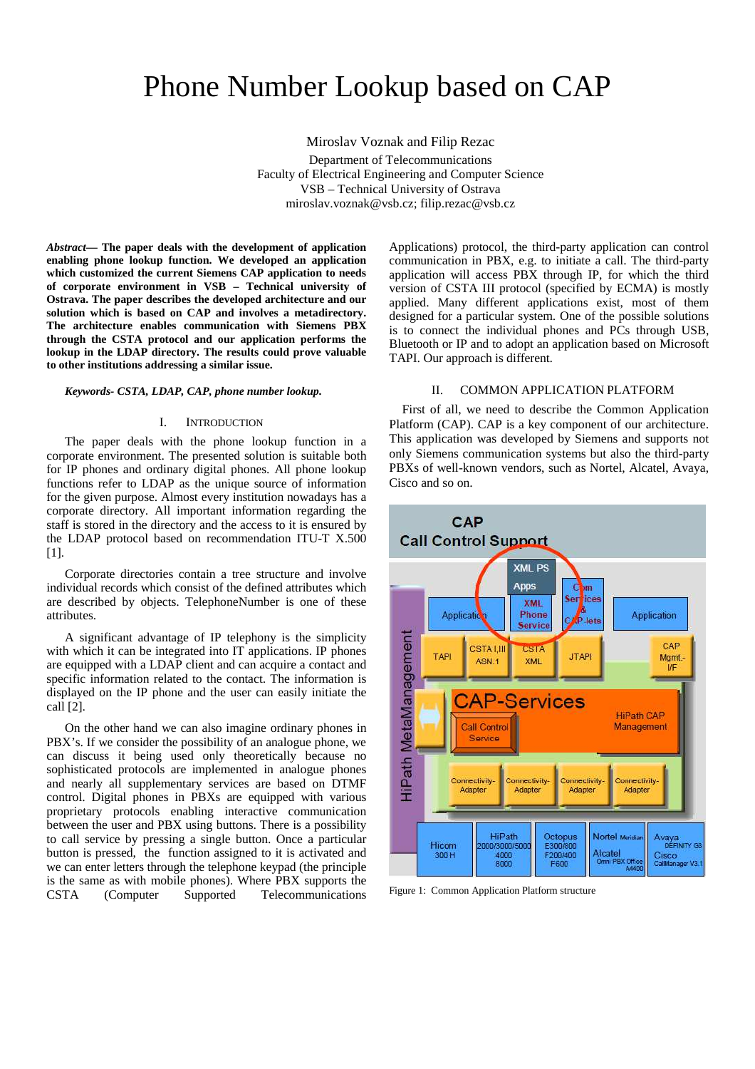# Phone Number Lookup based on CAP

Miroslav Voznak and Filip Rezac

Department of Telecommunications
Faculty of Electrical Engineering and Computer Science
VSB – Technical University of Ostrava
miroslav.voznak@vsb.cz; filip.rezac@vsb.cz

***Abstract*— The paper deals with the development of application enabling phone lookup function. We developed an application which customized the current Siemens CAP application to needs of corporate environment in VSB – Technical university of Ostrava. The paper describes the developed architecture and our solution which is based on CAP and involves a metadirectory. The architecture enables communication with Siemens PBX through the CSTA protocol and our application performs the lookup in the LDAP directory. The results could prove valuable to other institutions addressing a similar issue.**

***Keywords- CSTA, LDAP, CAP, phone number lookup.***

## I. Introduction

The paper deals with the phone lookup function in a corporate environment. The presented solution is suitable both for IP phones and ordinary digital phones. All phone lookup functions refer to LDAP as the unique source of information for the given purpose. Almost every institution nowadays has a corporate directory. All important information regarding the staff is stored in the directory and the access to it is ensured by the LDAP protocol based on recommendation ITU-T X.500 [1].

Corporate directories contain a tree structure and involve individual records which consist of the defined attributes which are described by objects. TelephoneNumber is one of these attributes.

A significant advantage of IP telephony is the simplicity with which it can be integrated into IT applications. IP phones are equipped with a LDAP client and can acquire a contact and specific information related to the contact. The information is displayed on the IP phone and the user can easily initiate the call [2].

On the other hand we can also imagine ordinary phones in PBX's. If we consider the possibility of an analogue phone, we can discuss it being used only theoretically because no sophisticated protocols are implemented in analogue phones and nearly all supplementary services are based on DTMF control. Digital phones in PBXs are equipped with various proprietary protocols enabling interactive communication between the user and PBX using buttons. There is a possibility to call service by pressing a single button. Once a particular button is pressed, the function assigned to it is activated and we can enter letters through the telephone keypad (the principle is the same as with mobile phones). Where PBX supports the CSTA (Computer Supported Telecommunications Applications) protocol, the third-party application can control communication in PBX, e.g. to initiate a call. The third-party application will access PBX through IP, for which the third version of CSTA III protocol (specified by ECMA) is mostly applied. Many different applications exist, most of them designed for a particular system. One of the possible solutions is to connect the individual phones and PCs through USB, Bluetooth or IP and to adopt an application based on Microsoft TAPI. Our approach is different.

## II. Common Application Platform

First of all, we need to describe the Common Application Platform (CAP). CAP is a key component of our architecture. This application was developed by Siemens and supports not only Siemens communication systems but also the third-party PBXs of well-known vendors, such as Nortel, Alcatel, Avaya, Cisco and so on.

Figure 1: Common Application Platform structure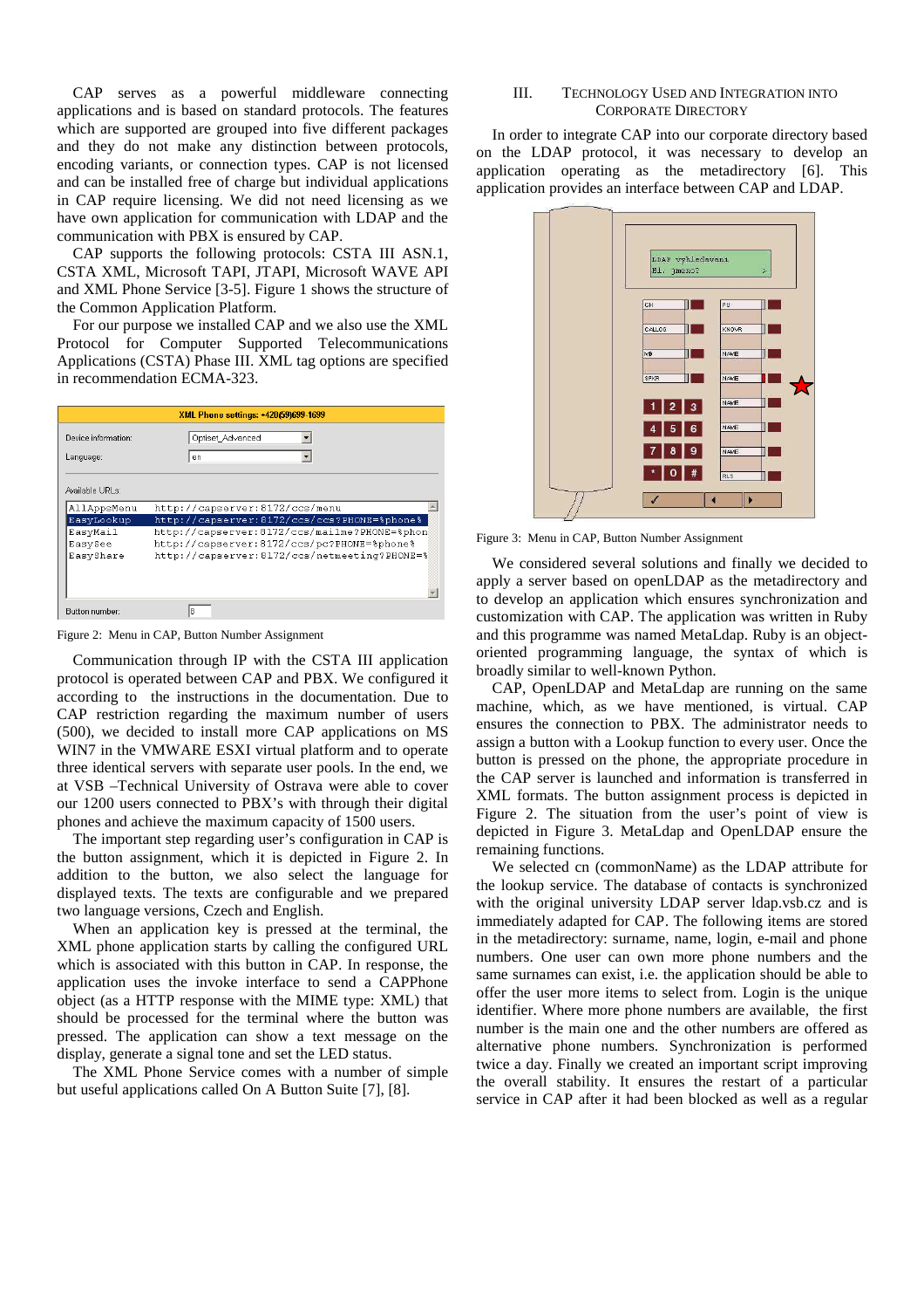CAP serves as a powerful middleware connecting applications and is based on standard protocols. The features which are supported are grouped into five different packages and they do not make any distinction between protocols, encoding variants, or connection types. CAP is not licensed and can be installed free of charge but individual applications in CAP require licensing. We did not need licensing as we have own application for communication with LDAP and the communication with PBX is ensured by CAP.

CAP supports the following protocols: CSTA III ASN.1, CSTA XML, Microsoft TAPI, JTAPI, Microsoft WAVE API and XML Phone Service [3-5]. Figure 1 shows the structure of the Common Application Platform.

For our purpose we installed CAP and we also use the XML Protocol for Computer Supported Telecommunications Applications (CSTA) Phase III. XML tag options are specified in recommendation ECMA-323.

Figure 2: Menu in CAP, Button Number Assignment

Communication through IP with the CSTA III application protocol is operated between CAP and PBX. We configured it according to the instructions in the documentation. Due to CAP restriction regarding the maximum number of users (500), we decided to install more CAP applications on MS WIN7 in the VMWARE ESXI virtual platform and to operate three identical servers with separate user pools. In the end, we at VSB –Technical University of Ostrava were able to cover our 1200 users connected to PBX's with through their digital phones and achieve the maximum capacity of 1500 users.

The important step regarding user's configuration in CAP is the button assignment, which it is depicted in Figure 2. In addition to the button, we also select the language for displayed texts. The texts are configurable and we prepared two language versions, Czech and English.

When an application key is pressed at the terminal, the XML phone application starts by calling the configured URL which is associated with this button in CAP. In response, the application uses the invoke interface to send a CAPPhone object (as a HTTP response with the MIME type: XML) that should be processed for the terminal where the button was pressed. The application can show a text message on the display, generate a signal tone and set the LED status.

The XML Phone Service comes with a number of simple but useful applications called On A Button Suite [7], [8].

## III. Technology Used and Integration into Corporate Directory

In order to integrate CAP into our corporate directory based on the LDAP protocol, it was necessary to develop an application operating as the metadirectory [6]. This application provides an interface between CAP and LDAP.

Figure 3: Menu in CAP, Button Number Assignment

We considered several solutions and finally we decided to apply a server based on openLDAP as the metadirectory and to develop an application which ensures synchronization and customization with CAP. The application was written in Ruby and this programme was named MetaLdap. Ruby is an object-oriented programming language, the syntax of which is broadly similar to well-known Python.

CAP, OpenLDAP and MetaLdap are running on the same machine, which, as we have mentioned, is virtual. CAP ensures the connection to PBX. The administrator needs to assign a button with a Lookup function to every user. Once the button is pressed on the phone, the appropriate procedure in the CAP server is launched and information is transferred in XML formats. The button assignment process is depicted in Figure 2. The situation from the user's point of view is depicted in Figure 3. MetaLdap and OpenLDAP ensure the remaining functions.

We selected cn (commonName) as the LDAP attribute for the lookup service. The database of contacts is synchronized with the original university LDAP server ldap.vsb.cz and is immediately adapted for CAP. The following items are stored in the metadirectory: surname, name, login, e-mail and phone numbers. One user can own more phone numbers and the same surnames can exist, i.e. the application should be able to offer the user more items to select from. Login is the unique identifier. Where more phone numbers are available, the first number is the main one and the other numbers are offered as alternative phone numbers. Synchronization is performed twice a day. Finally we created an important script improving the overall stability. It ensures the restart of a particular service in CAP after it had been blocked as well as a regular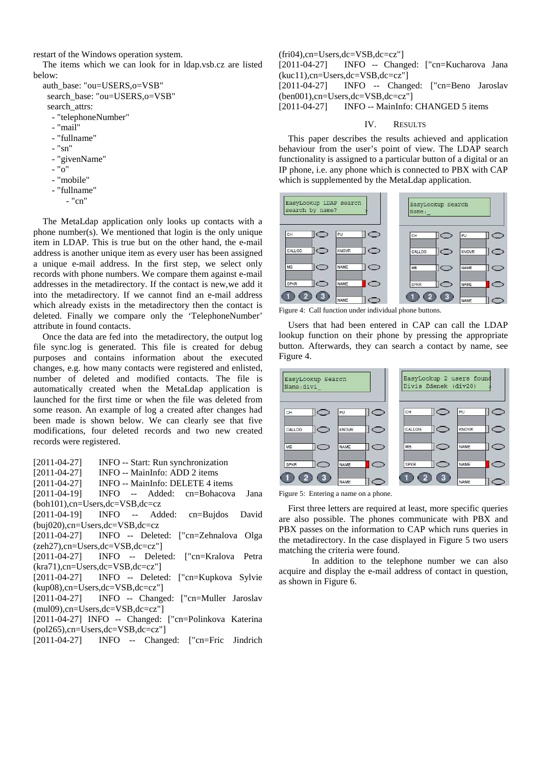restart of the Windows operation system.

The items which we can look for in ldap.vsb.cz are listed below:

```
auth_base: "ou=USERS,o=VSB"
 search_base: "ou=USERS,o=VSB"
 search_attrs:
  - "telephoneNumber"
  - "mail"
  - "fullname"
  - "sn"
  - "givenName"
  - "o"
  - "mobile"
  - "fullname"
     - "cn"
```

The MetaLdap application only looks up contacts with a phone number(s). We mentioned that login is the only unique item in LDAP. This is true but on the other hand, the e-mail address is another unique item as every user has been assigned a unique e-mail address. In the first step, we select only records with phone numbers. We compare them against e-mail addresses in the metadirectory. If the contact is new,we add it into the metadirectory. If we cannot find an e-mail address which already exists in the metadirectory then the contact is deleted. Finally we compare only the 'TelephoneNumber' attribute in found contacts.

Once the data are fed into the metadirectory, the output log file sync.log is generated. This file is created for debug purposes and contains information about the executed changes, e.g. how many contacts were registered and enlisted, number of deleted and modified contacts. The file is automatically created when the MetaLdap application is launched for the first time or when the file was deleted from some reason. An example of log a created after changes had been made is shown below. We can clearly see that five modifications, four deleted records and two new created records were registered.

```
[2011-04-27]   INFO -- Start: Run synchronization
[2011-04-27]   INFO -- MainInfo: ADD 2 items
[2011-04-27]   INFO -- MainInfo: DELETE 4 items
[2011-04-19]   INFO -- Added: cn=Bohacova Jana (boh101),cn=Users,dc=VSB,dc=cz
[2011-04-19]   INFO -- Added: cn=Bujdos David (buj020),cn=Users,dc=VSB,dc=cz
[2011-04-27]   INFO -- Deleted: ["cn=Zehnalova Olga (zeh27),cn=Users,dc=VSB,dc=cz"]
[2011-04-27]   INFO -- Deleted: ["cn=Kralova Petra (kra71),cn=Users,dc=VSB,dc=cz"]
[2011-04-27]   INFO -- Deleted: ["cn=Kupkova Sylvie (kup08),cn=Users,dc=VSB,dc=cz"]
[2011-04-27]   INFO -- Changed: ["cn=Muller Jaroslav (mul09),cn=Users,dc=VSB,dc=cz"]
[2011-04-27] INFO -- Changed: ["cn=Polinkova Katerina (pol265),cn=Users,dc=VSB,dc=cz"]
[2011-04-27]   INFO -- Changed: ["cn=Fric Jindrich (fri04),cn=Users,dc=VSB,dc=cz"]
[2011-04-27]   INFO -- Changed: ["cn=Kucharova Jana (kuc11),cn=Users,dc=VSB,dc=cz"]
[2011-04-27]   INFO -- Changed: ["cn=Beno Jaroslav (ben001),cn=Users,dc=VSB,dc=cz"]
[2011-04-27]   INFO -- MainInfo: CHANGED 5 items
```

## IV. Results

This paper describes the results achieved and application behaviour from the user's point of view. The LDAP search functionality is assigned to a particular button of a digital or an IP phone, i.e. any phone which is connected to PBX with CAP which is supplemented by the MetaLdap application.

Figure 4: Call function under individual phone buttons.

Users that had been entered in CAP can call the LDAP lookup function on their phone by pressing the appropriate button. Afterwards, they can search a contact by name, see Figure 4.

Figure 5: Entering a name on a phone.

First three letters are required at least, more specific queries are also possible. The phones communicate with PBX and PBX passes on the information to CAP which runs queries in the metadirectory. In the case displayed in Figure 5 two users matching the criteria were found.

In addition to the telephone number we can also acquire and display the e-mail address of contact in question, as shown in Figure 6.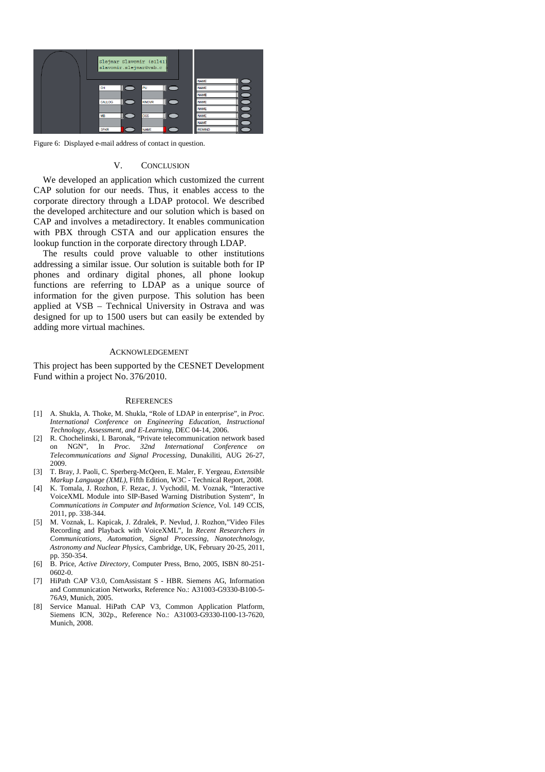Figure 6: Displayed e-mail address of contact in question.

## V. CONCLUSION

We developed an application which customized the current CAP solution for our needs. Thus, it enables access to the corporate directory through a LDAP protocol. We described the developed architecture and our solution which is based on CAP and involves a metadirectory. It enables communication with PBX through CSTA and our application ensures the lookup function in the corporate directory through LDAP.

The results could prove valuable to other institutions addressing a similar issue. Our solution is suitable both for IP phones and ordinary digital phones, all phone lookup functions are referring to LDAP as a unique source of information for the given purpose. This solution has been applied at VSB – Technical University in Ostrava and was designed for up to 1500 users but can easily be extended by adding more virtual machines.

## ACKNOWLEDGEMENT

This project has been supported by the CESNET Development Fund within a project No. 376/2010.

## REFERENCES

[1] A. Shukla, A. Thoke, M. Shukla, "Role of LDAP in enterprise", in *Proc. International Conference on Engineering Education, Instructional Technology, Assessment, and E-Learning*, DEC 04-14, 2006.

[2] R. Chochelinski, I. Baronak, "Private telecommunication network based on NGN", In *Proc. 32nd International Conference on Telecommunications and Signal Processing*, Dunakiliti, AUG 26-27, 2009.

[3] T. Bray, J. Paoli, C. Sperberg-McQeen, E. Maler, F. Yergeau, *Extensible Markup Language (XML)*, Fifth Edition, W3C - Technical Report, 2008.

[4] K. Tomala, J. Rozhon, F. Rezac, J. Vychodil, M. Voznak, "Interactive VoiceXML Module into SIP-Based Warning Distribution System", In *Communications in Computer and Information Science*, Vol. 149 CCIS, 2011, pp. 338-344.

[5] M. Voznak, L. Kapicak, J. Zdralek, P. Nevlud, J. Rozhon,"Video Files Recording and Playback with VoiceXML", In *Recent Researchers in Communications, Automation, Signal Processing, Nanotechnology, Astronomy and Nuclear Physics*, Cambridge, UK, February 20-25, 2011, pp. 350-354.

[6] B. Price, *Active Directory*, Computer Press, Brno, 2005, ISBN 80-251-0602-0.

[7] HiPath CAP V3.0, ComAssistant S - HBR. Siemens AG, Information and Communication Networks, Reference No.: A31003-G9330-B100-5-76A9, Munich, 2005.

[8] Service Manual. HiPath CAP V3, Common Application Platform, Siemens ICN, 302p., Reference No.: A31003-G9330-I100-13-7620, Munich, 2008.